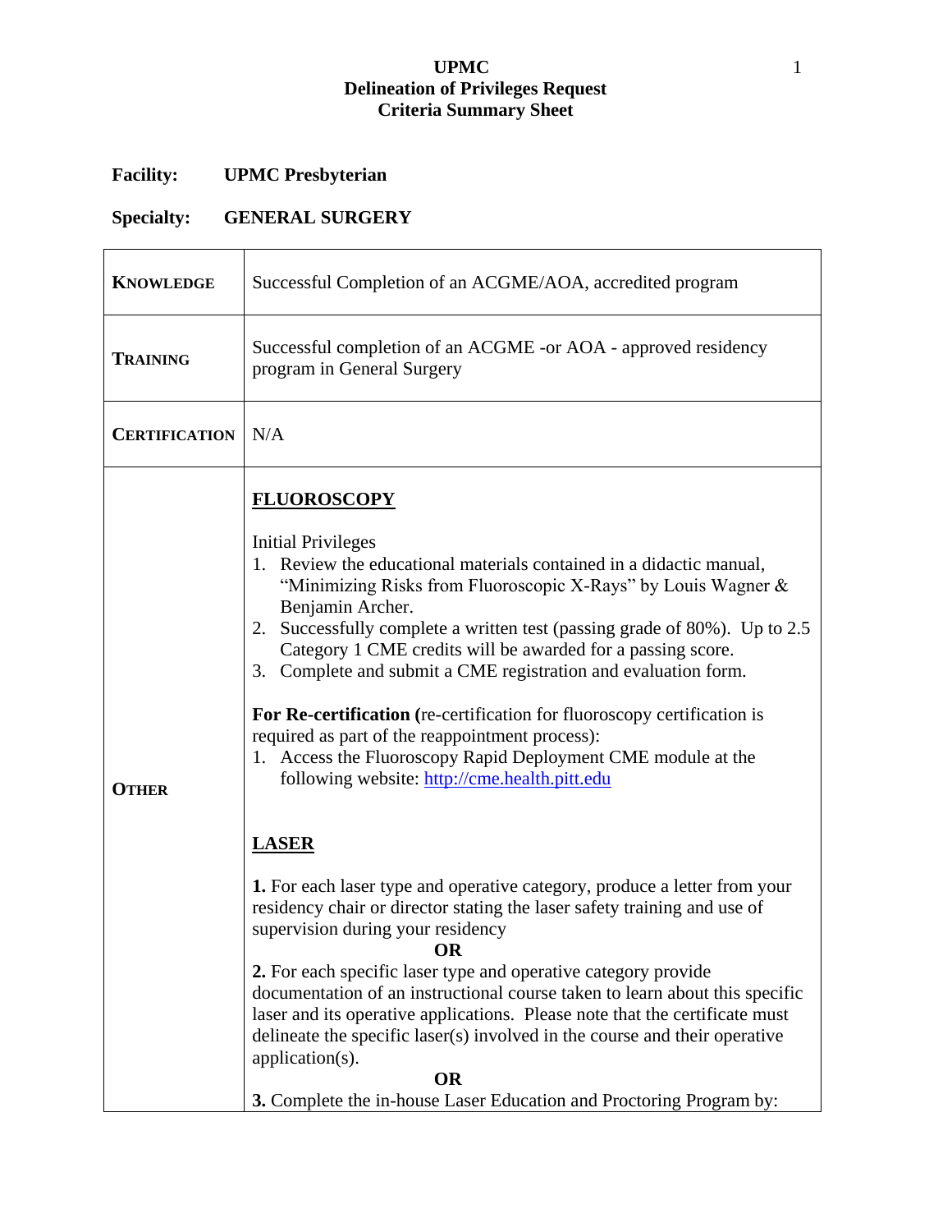**UPMC**
**Delineation of Privileges Request**
**Criteria Summary Sheet**

**Facility:** **UPMC Presbyterian**

**Specialty:** **GENERAL SURGERY**

| | |
|---|---|
| **KNOWLEDGE** | Successful Completion of an ACGME/AOA, accredited program |
| **TRAINING** | Successful completion of an ACGME -or AOA - approved residency program in General Surgery |
| **CERTIFICATION** | N/A |
| **OTHER** | **<u>FLUOROSCOPY</u>**<br><br>Initial Privileges<br>1. Review the educational materials contained in a didactic manual, "Minimizing Risks from Fluoroscopic X-Rays" by Louis Wagner & Benjamin Archer.<br>2. Successfully complete a written test (passing grade of 80%). Up to 2.5 Category 1 CME credits will be awarded for a passing score.<br>3. Complete and submit a CME registration and evaluation form.<br><br>**For Re-certification (**re-certification for fluoroscopy certification is required as part of the reappointment process):<br>1. Access the Fluoroscopy Rapid Deployment CME module at the following website: http://cme.health.pitt.edu<br><br>**<u>LASER</u>**<br><br>**1.** For each laser type and operative category, produce a letter from your residency chair or director stating the laser safety training and use of supervision during your residency<br>**OR**<br>**2.** For each specific laser type and operative category provide documentation of an instructional course taken to learn about this specific laser and its operative applications. Please note that the certificate must delineate the specific laser(s) involved in the course and their operative application(s).<br>**OR**<br>**3.** Complete the in-house Laser Education and Proctoring Program by: |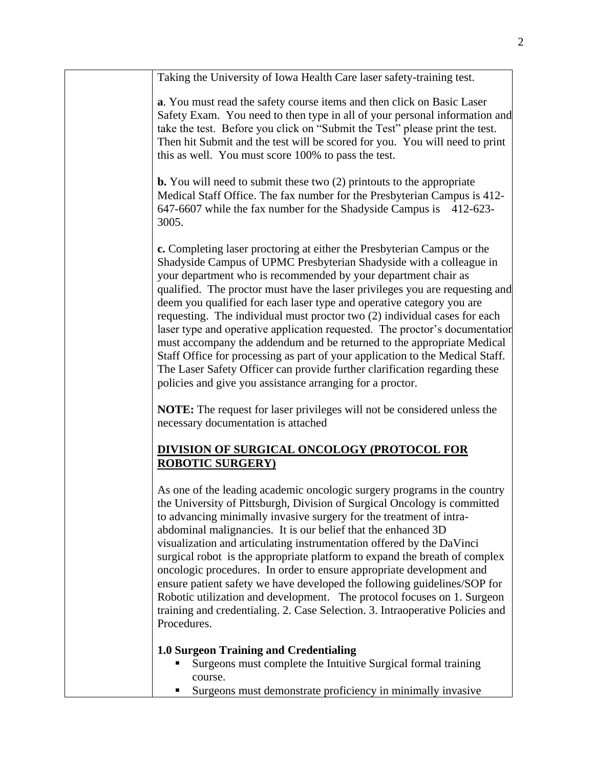Taking the University of Iowa Health Care laser safety-training test.

**a**. You must read the safety course items and then click on Basic Laser Safety Exam. You need to then type in all of your personal information and take the test. Before you click on "Submit the Test" please print the test. Then hit Submit and the test will be scored for you. You will need to print this as well. You must score 100% to pass the test.

**b.** You will need to submit these two (2) printouts to the appropriate Medical Staff Office. The fax number for the Presbyterian Campus is 412-647-6607 while the fax number for the Shadyside Campus is 412-623-3005.

**c.** Completing laser proctoring at either the Presbyterian Campus or the Shadyside Campus of UPMC Presbyterian Shadyside with a colleague in your department who is recommended by your department chair as qualified. The proctor must have the laser privileges you are requesting and deem you qualified for each laser type and operative category you are requesting. The individual must proctor two (2) individual cases for each laser type and operative application requested. The proctor's documentation must accompany the addendum and be returned to the appropriate Medical Staff Office for processing as part of your application to the Medical Staff. The Laser Safety Officer can provide further clarification regarding these policies and give you assistance arranging for a proctor.

**NOTE:** The request for laser privileges will not be considered unless the necessary documentation is attached

## DIVISION OF SURGICAL ONCOLOGY (PROTOCOL FOR ROBOTIC SURGERY)

As one of the leading academic oncologic surgery programs in the country the University of Pittsburgh, Division of Surgical Oncology is committed to advancing minimally invasive surgery for the treatment of intra-abdominal malignancies. It is our belief that the enhanced 3D visualization and articulating instrumentation offered by the DaVinci surgical robot is the appropriate platform to expand the breath of complex oncologic procedures. In order to ensure appropriate development and ensure patient safety we have developed the following guidelines/SOP for Robotic utilization and development. The protocol focuses on 1. Surgeon training and credentialing. 2. Case Selection. 3. Intraoperative Policies and Procedures.

### 1.0 Surgeon Training and Credentialing

- Surgeons must complete the Intuitive Surgical formal training course.
- Surgeons must demonstrate proficiency in minimally invasive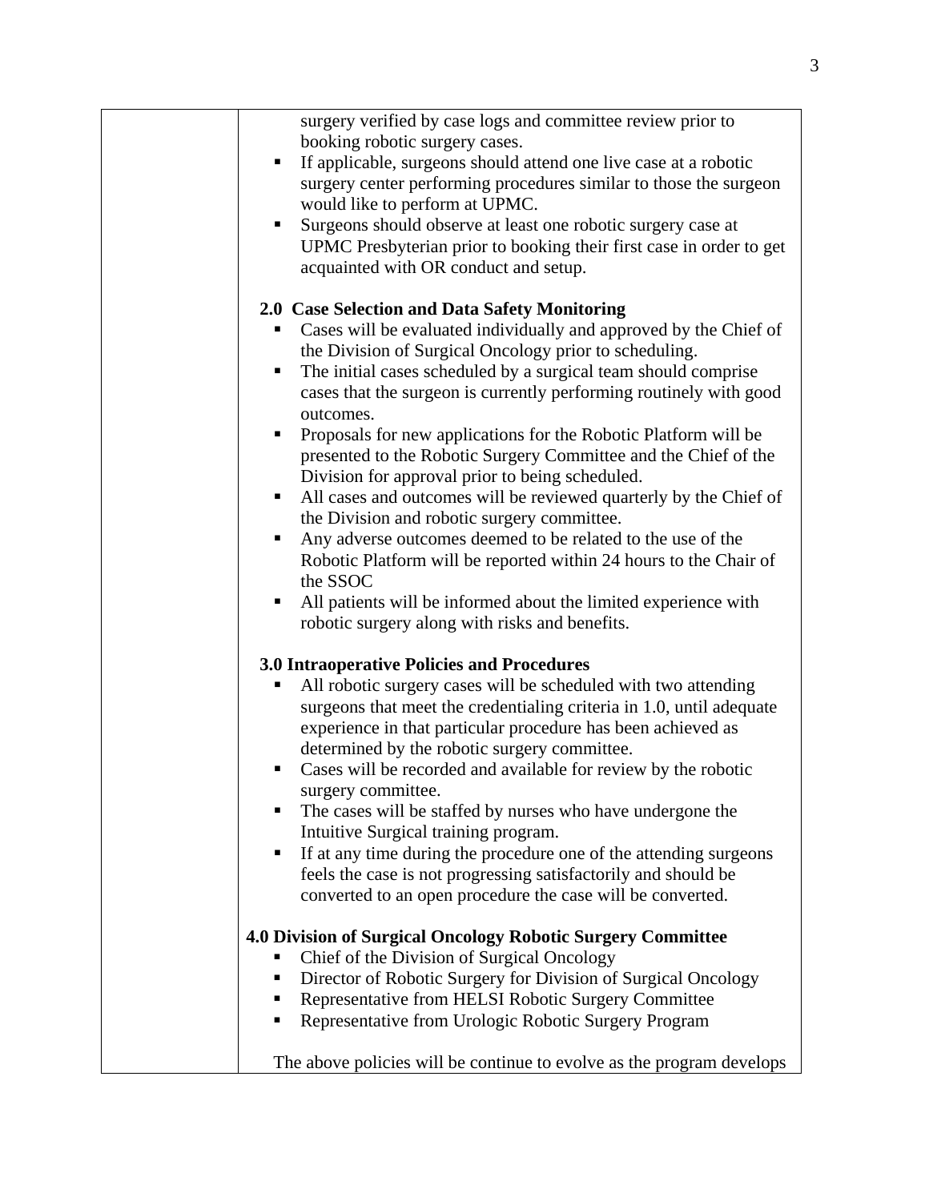- surgery verified by case logs and committee review prior to booking robotic surgery cases.
- If applicable, surgeons should attend one live case at a robotic surgery center performing procedures similar to those the surgeon would like to perform at UPMC.
- Surgeons should observe at least one robotic surgery case at UPMC Presbyterian prior to booking their first case in order to get acquainted with OR conduct and setup.

**2.0 Case Selection and Data Safety Monitoring**

- Cases will be evaluated individually and approved by the Chief of the Division of Surgical Oncology prior to scheduling.
- The initial cases scheduled by a surgical team should comprise cases that the surgeon is currently performing routinely with good outcomes.
- Proposals for new applications for the Robotic Platform will be presented to the Robotic Surgery Committee and the Chief of the Division for approval prior to being scheduled.
- All cases and outcomes will be reviewed quarterly by the Chief of the Division and robotic surgery committee.
- Any adverse outcomes deemed to be related to the use of the Robotic Platform will be reported within 24 hours to the Chair of the SSOC
- All patients will be informed about the limited experience with robotic surgery along with risks and benefits.

**3.0 Intraoperative Policies and Procedures**

- All robotic surgery cases will be scheduled with two attending surgeons that meet the credentialing criteria in 1.0, until adequate experience in that particular procedure has been achieved as determined by the robotic surgery committee.
- Cases will be recorded and available for review by the robotic surgery committee.
- The cases will be staffed by nurses who have undergone the Intuitive Surgical training program.
- If at any time during the procedure one of the attending surgeons feels the case is not progressing satisfactorily and should be converted to an open procedure the case will be converted.

**4.0 Division of Surgical Oncology Robotic Surgery Committee**

- Chief of the Division of Surgical Oncology
- Director of Robotic Surgery for Division of Surgical Oncology
- Representative from HELSI Robotic Surgery Committee
- Representative from Urologic Robotic Surgery Program

The above policies will be continue to evolve as the program develops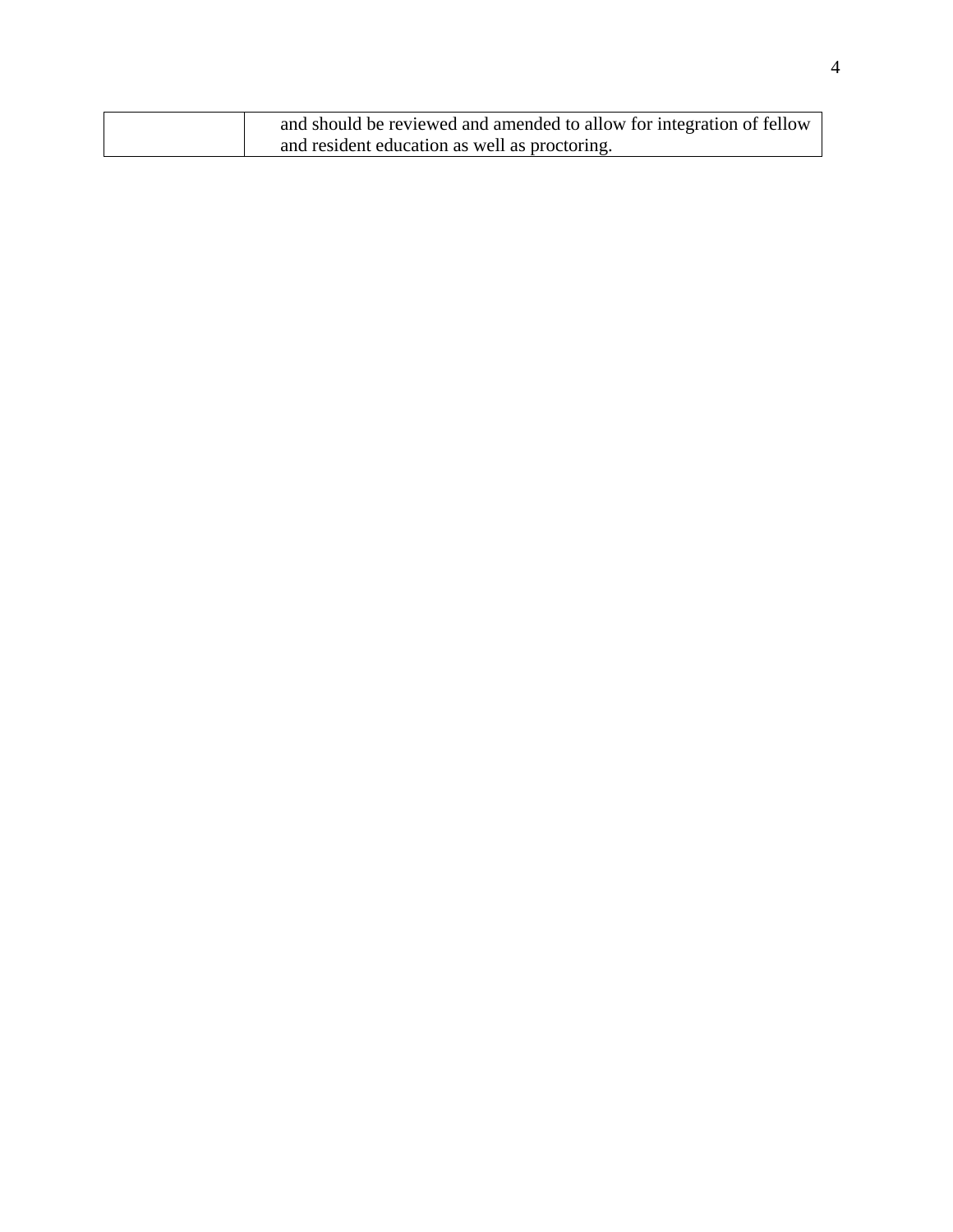| | |
|---|---|
| | and should be reviewed and amended to allow for integration of fellow and resident education as well as proctoring. |